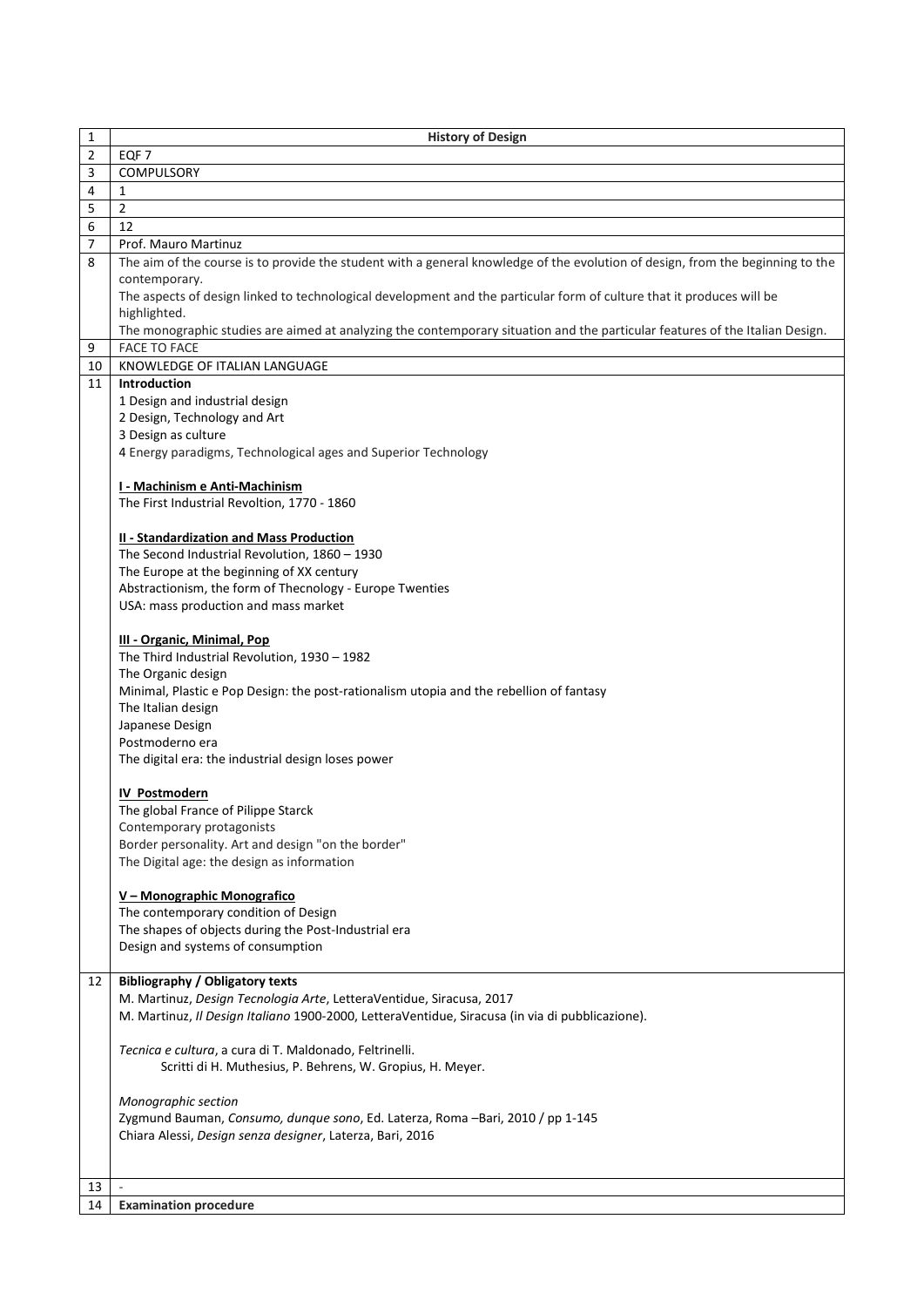| | |
|---|---|
| 1 | **History of Design** |
| 2 | EQF 7 |
| 3 | COMPULSORY |
| 4 | 1 |
| 5 | 2 |
| 6 | 12 |
| 7 | Prof. Mauro Martinuz |
| 8 | The aim of the course is to provide the student with a general knowledge of the evolution of design, from the beginning to the contemporary.<br>The aspects of design linked to technological development and the particular form of culture that it produces will be highlighted.<br>The monographic studies are aimed at analyzing the contemporary situation and the particular features of the Italian Design. |
| 9 | FACE TO FACE |
| 10 | KNOWLEDGE OF ITALIAN LANGUAGE |
| 11 | **Introduction**<br>1 Design and industrial design<br>2 Design, Technology and Art<br>3 Design as culture<br>4 Energy paradigms, Technological ages and Superior Technology<br><br>**<u>I - Machinism e Anti-Machinism</u>**<br>The First Industrial Revoltion, 1770 - 1860<br><br>**<u>II - Standardization and Mass Production</u>**<br>The Second Industrial Revolution, 1860 – 1930<br>The Europe at the beginning of XX century<br>Abstractionism, the form of Thecnology - Europe Twenties<br>USA: mass production and mass market<br><br>**<u>III - Organic, Minimal, Pop</u>**<br>The Third Industrial Revolution, 1930 – 1982<br>The Organic design<br>Minimal, Plastic e Pop Design: the post-rationalism utopia and the rebellion of fantasy<br>The Italian design<br>Japanese Design<br>Postmoderno era<br>The digital era: the industrial design loses power<br><br>**<u>IV Postmodern</u>**<br>The global France of Pilippe Starck<br>Contemporary protagonists<br>Border personality. Art and design "on the border"<br>The Digital age: the design as information<br><br>**<u>V – Monographic Monografico</u>**<br>The contemporary condition of Design<br>The shapes of objects during the Post-Industrial era<br>Design and systems of consumption |
| 12 | **Bibliography / Obligatory texts**<br>M. Martinuz, *Design Tecnologia Arte*, LetteraVentidue, Siracusa, 2017<br>M. Martinuz, *Il Design Italiano* 1900-2000, LetteraVentidue, Siracusa (in via di pubblicazione).<br><br>*Tecnica e cultura*, a cura di T. Maldonado, Feltrinelli.<br>Scritti di H. Muthesius, P. Behrens, W. Gropius, H. Meyer.<br><br>*Monographic section*<br>Zygmund Bauman, *Consumo, dunque sono*, Ed. Laterza, Roma –Bari, 2010 / pp 1-145<br>Chiara Alessi, *Design senza designer*, Laterza, Bari, 2016 |
| 13 | - |
| 14 | **Examination procedure** |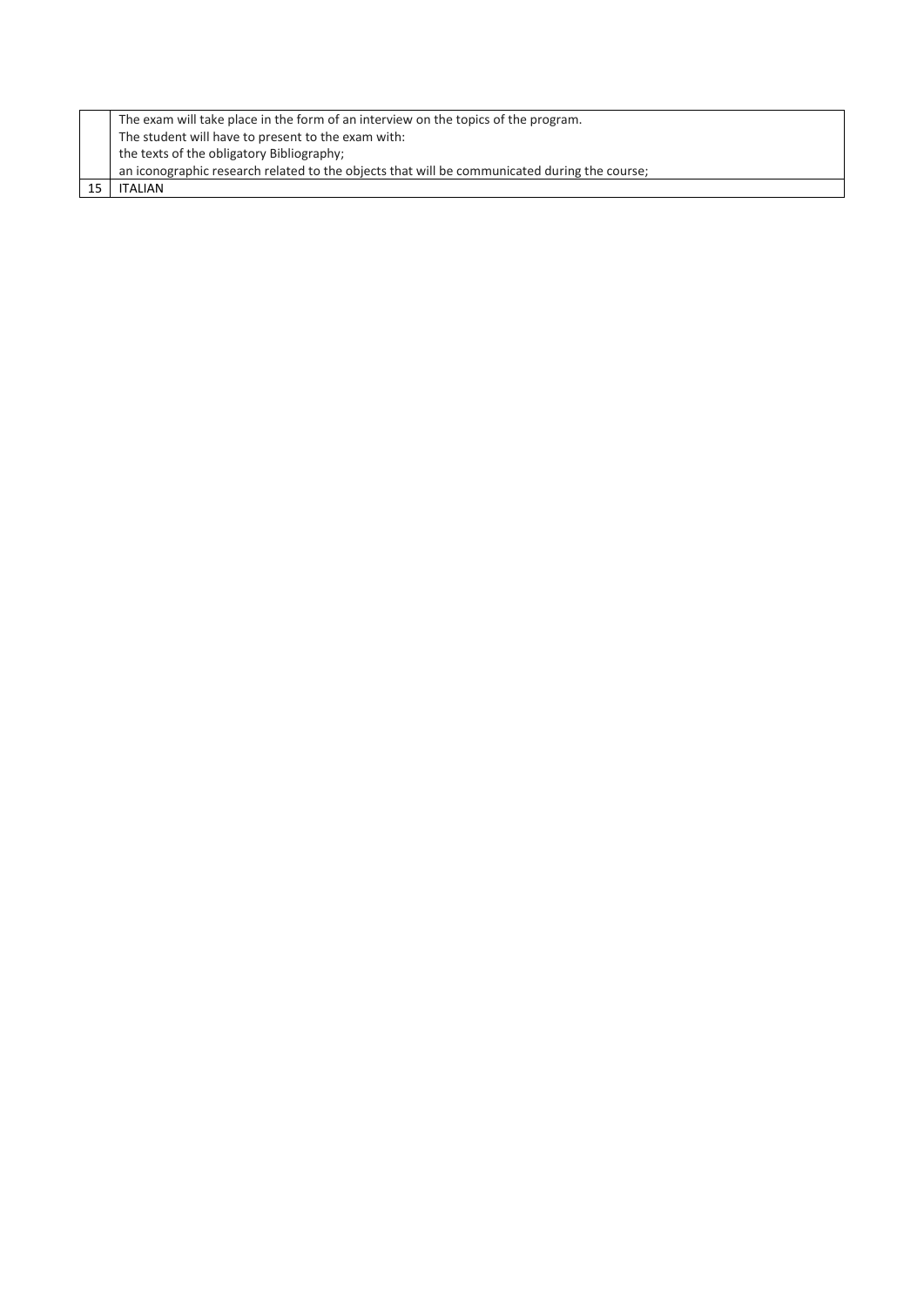| | |
|---|---|
| | The exam will take place in the form of an interview on the topics of the program.<br>The student will have to present to the exam with:<br>the texts of the obligatory Bibliography;<br>an iconographic research related to the objects that will be communicated during the course; |
| 15 | ITALIAN |